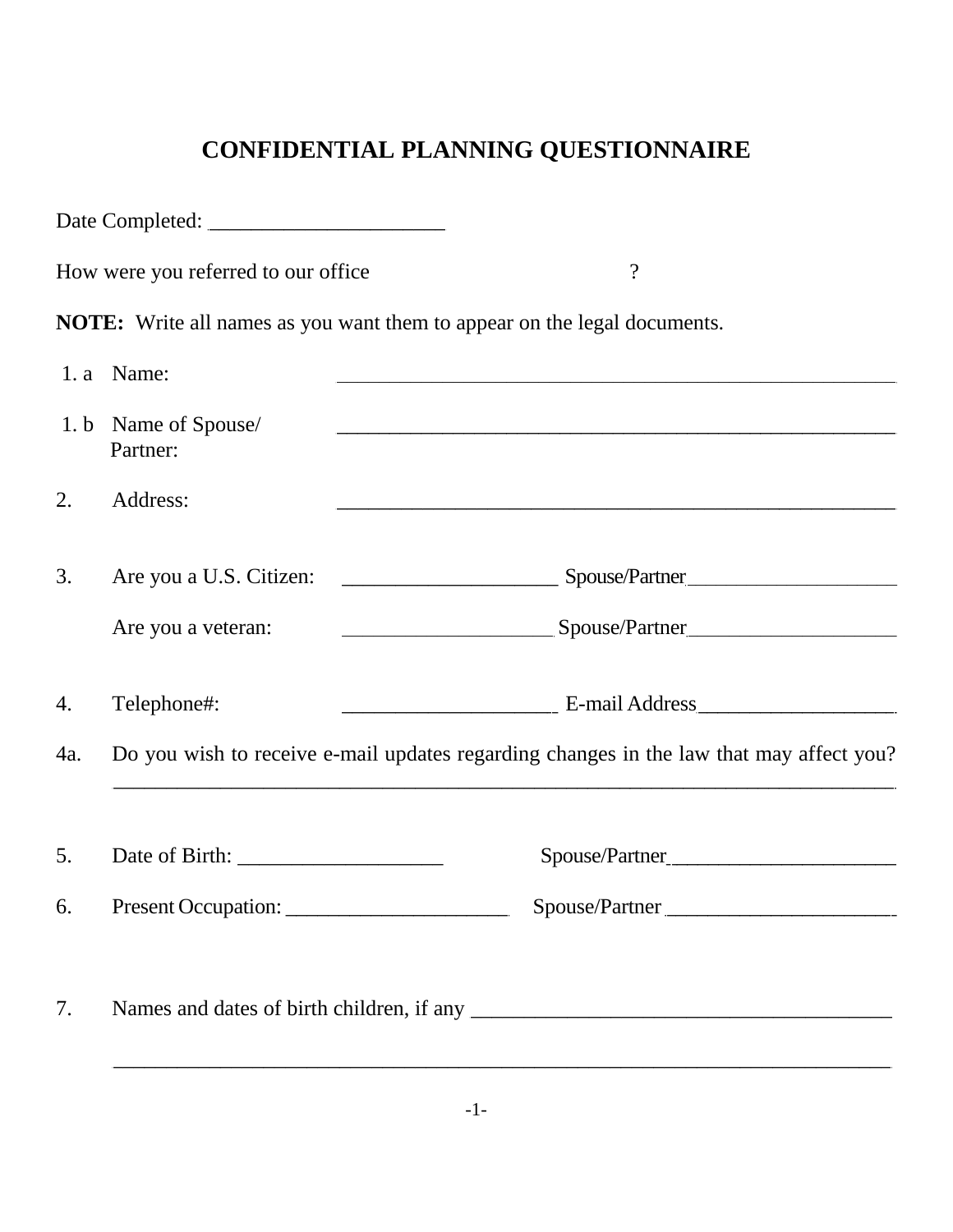# CONFIDENTIAL PLANNING QUESTIONNAIRE

Date Completed: ______________________

How were you referred to our office ______________________________?

**NOTE:** Write all names as you want them to appear on the legal documents.

1. a Name: ______________________________________________________

1. b Name of Spouse/ Partner: ______________________________________________________

2. Address: ______________________________________________________

3. Are you a U.S. Citizen: ____________________ Spouse/Partner____________________

   Are you a veteran: ____________________ Spouse/Partner____________________

4. Telephone#: ____________________ E-mail Address__________________

4a. Do you wish to receive e-mail updates regarding changes in the law that may affect you? ______________________________________________________________________________

5. Date of Birth: ___________________ Spouse/Partner______________________

6. Present Occupation: _____________________ Spouse/Partner ______________________

7. Names and dates of birth children, if any _______________________________________

______________________________________________________________________________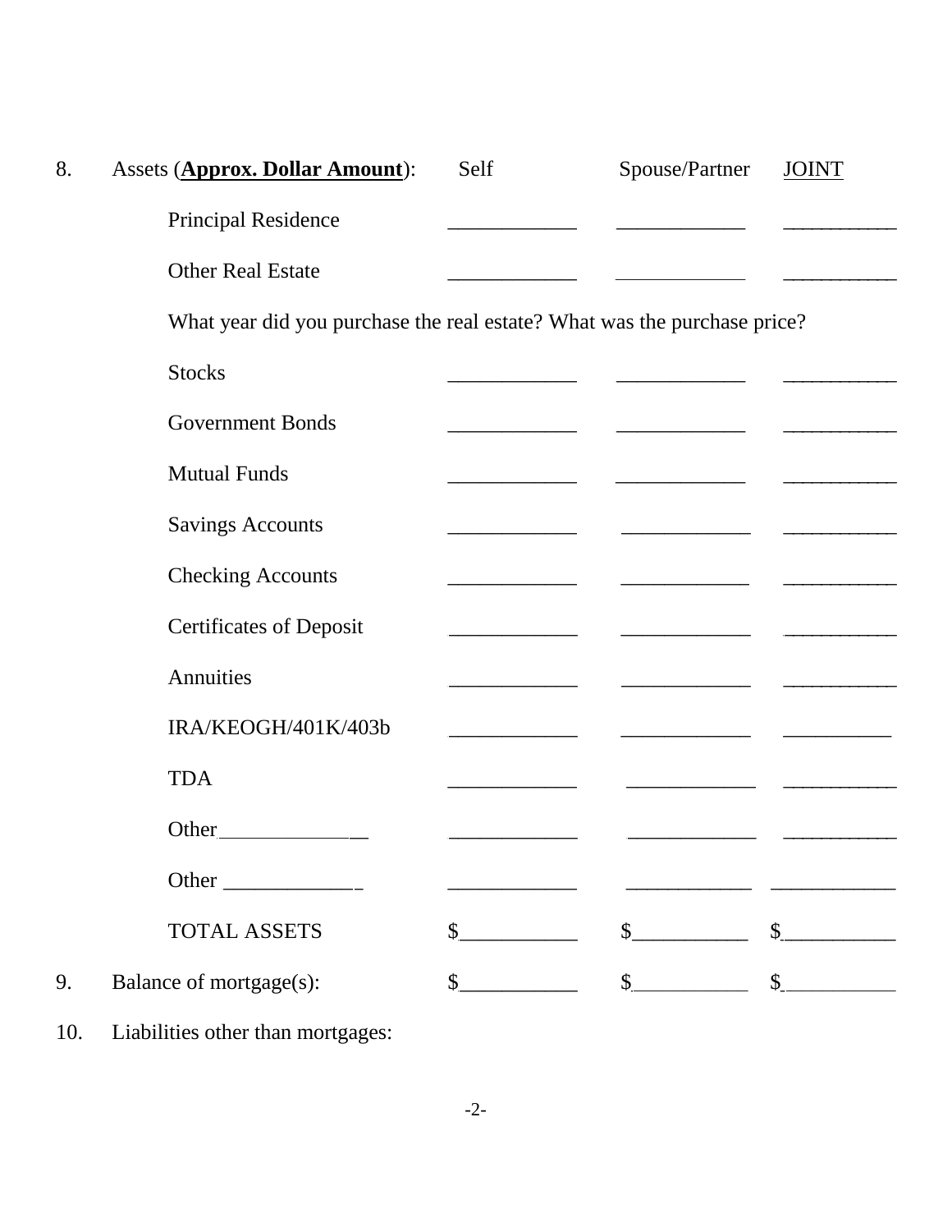8. Assets (**<u>Approx. Dollar Amount</u>**):

| | Self | Spouse/Partner | <u>JOINT</u> |
|---|---|---|---|
| Principal Residence | ____________ | ____________ | ___________ |
| Other Real Estate | ____________ | ____________ | ___________ |
| What year did you purchase the real estate? What was the purchase price? | | | |
| Stocks | ____________ | ____________ | ___________ |
| Government Bonds | ____________ | ____________ | ___________ |
| Mutual Funds | ____________ | ____________ | ___________ |
| Savings Accounts | ____________ | ____________ | ___________ |
| Checking Accounts | ____________ | ____________ | ___________ |
| Certificates of Deposit | ____________ | ____________ | ___________ |
| Annuities | ____________ | ____________ | ___________ |
| IRA/KEOGH/401K/403b | ____________ | ____________ | __________ |
| TDA | ____________ | ____________ | ___________ |
| Other_______________ | ____________ | ____________ | ___________ |
| Other ______________ | ____________ | ____________ | ____________ |
| TOTAL ASSETS | $___________ | $___________ | $___________ |

9. Balance of mortgage(s): $___________ $___________ $___________

10. Liabilities other than mortgages: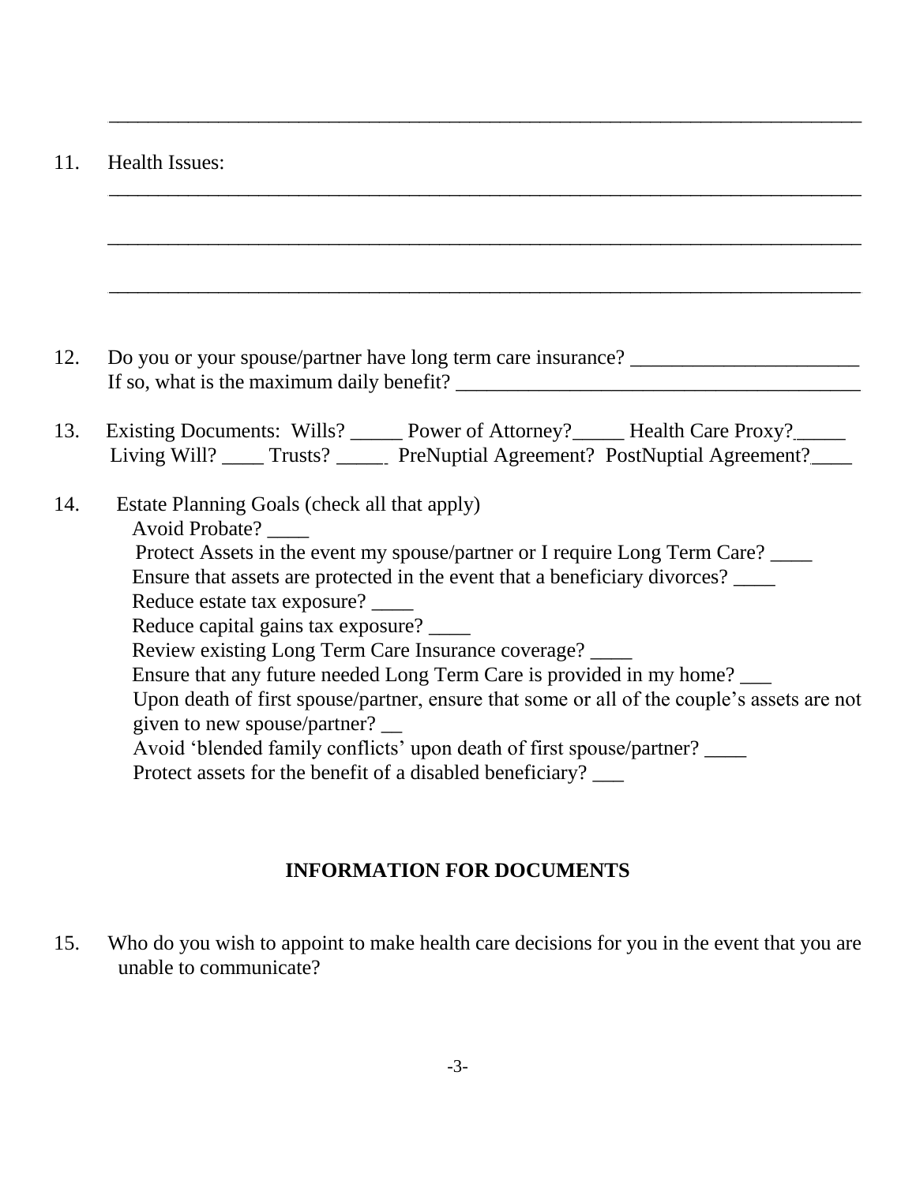_______________________________________________________________________________

11. Health Issues:

_______________________________________________________________________________

_______________________________________________________________________________

_______________________________________________________________________________

12. Do you or your spouse/partner have long term care insurance? ______________________
If so, what is the maximum daily benefit? ______________________________________

13. Existing Documents: Wills? _____ Power of Attorney?_____ Health Care Proxy?_____
Living Will? ____ Trusts? _____ PreNuptial Agreement? PostNuptial Agreement?____

14. Estate Planning Goals (check all that apply)
Avoid Probate? ____
Protect Assets in the event my spouse/partner or I require Long Term Care? ____
Ensure that assets are protected in the event that a beneficiary divorces? ____
Reduce estate tax exposure? ____
Reduce capital gains tax exposure? ____
Review existing Long Term Care Insurance coverage? ____
Ensure that any future needed Long Term Care is provided in my home? ___
Upon death of first spouse/partner, ensure that some or all of the couple's assets are not given to new spouse/partner? __
Avoid 'blended family conflicts' upon death of first spouse/partner? ____
Protect assets for the benefit of a disabled beneficiary? ___

## INFORMATION FOR DOCUMENTS

15. Who do you wish to appoint to make health care decisions for you in the event that you are unable to communicate?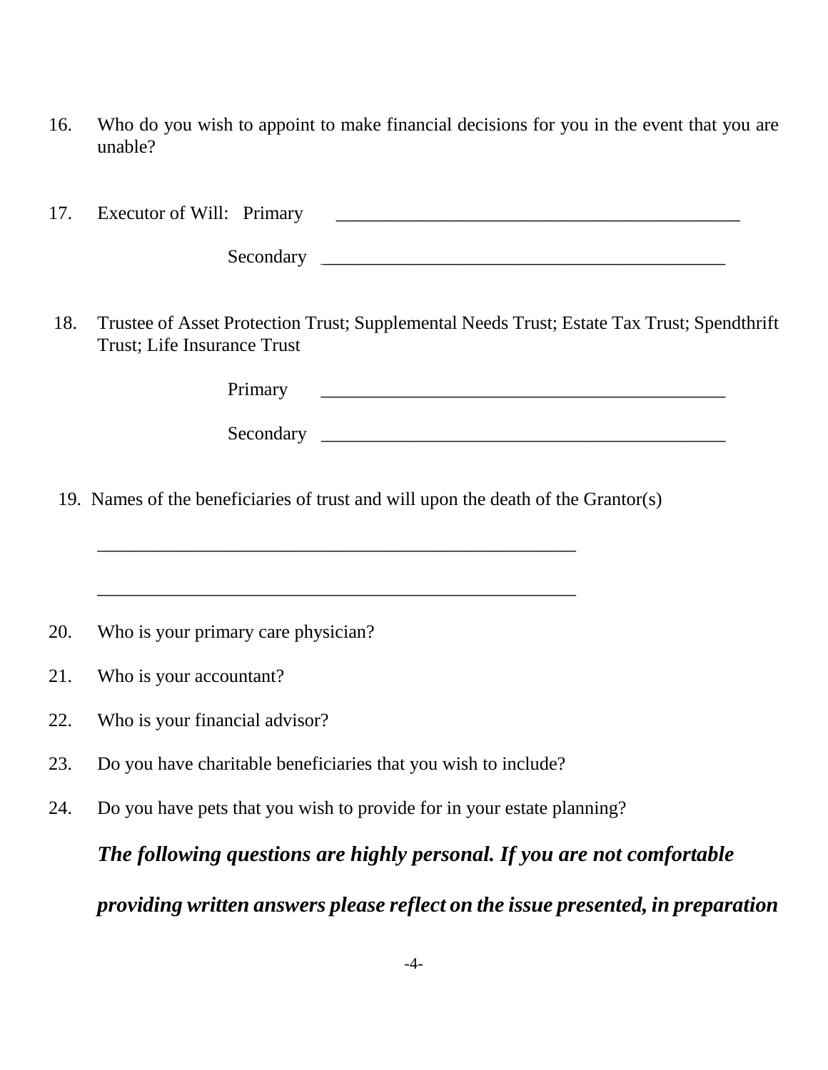16. Who do you wish to appoint to make financial decisions for you in the event that you are unable?

17. Executor of Will: Primary \_\_\_\_\_\_\_\_\_\_\_\_\_\_\_\_\_\_\_\_\_\_\_\_\_\_\_\_\_\_\_\_\_\_\_\_\_\_\_\_\_\_\_\_\_

    Secondary \_\_\_\_\_\_\_\_\_\_\_\_\_\_\_\_\_\_\_\_\_\_\_\_\_\_\_\_\_\_\_\_\_\_\_\_\_\_\_\_\_\_\_\_\_

18. Trustee of Asset Protection Trust; Supplemental Needs Trust; Estate Tax Trust; Spendthrift Trust; Life Insurance Trust

    Primary \_\_\_\_\_\_\_\_\_\_\_\_\_\_\_\_\_\_\_\_\_\_\_\_\_\_\_\_\_\_\_\_\_\_\_\_\_\_\_\_\_\_\_\_\_

    Secondary \_\_\_\_\_\_\_\_\_\_\_\_\_\_\_\_\_\_\_\_\_\_\_\_\_\_\_\_\_\_\_\_\_\_\_\_\_\_\_\_\_\_\_\_\_

19. Names of the beneficiaries of trust and will upon the death of the Grantor(s)

    \_\_\_\_\_\_\_\_\_\_\_\_\_\_\_\_\_\_\_\_\_\_\_\_\_\_\_\_\_\_\_\_\_\_\_\_\_\_\_\_\_\_\_\_\_\_\_\_\_\_\_\_\_

    \_\_\_\_\_\_\_\_\_\_\_\_\_\_\_\_\_\_\_\_\_\_\_\_\_\_\_\_\_\_\_\_\_\_\_\_\_\_\_\_\_\_\_\_\_\_\_\_\_\_\_\_\_

20. Who is your primary care physician?

21. Who is your accountant?

22. Who is your financial advisor?

23. Do you have charitable beneficiaries that you wish to include?

24. Do you have pets that you wish to provide for in your estate planning?

***The following questions are highly personal. If you are not comfortable providing written answers please reflect on the issue presented, in preparation***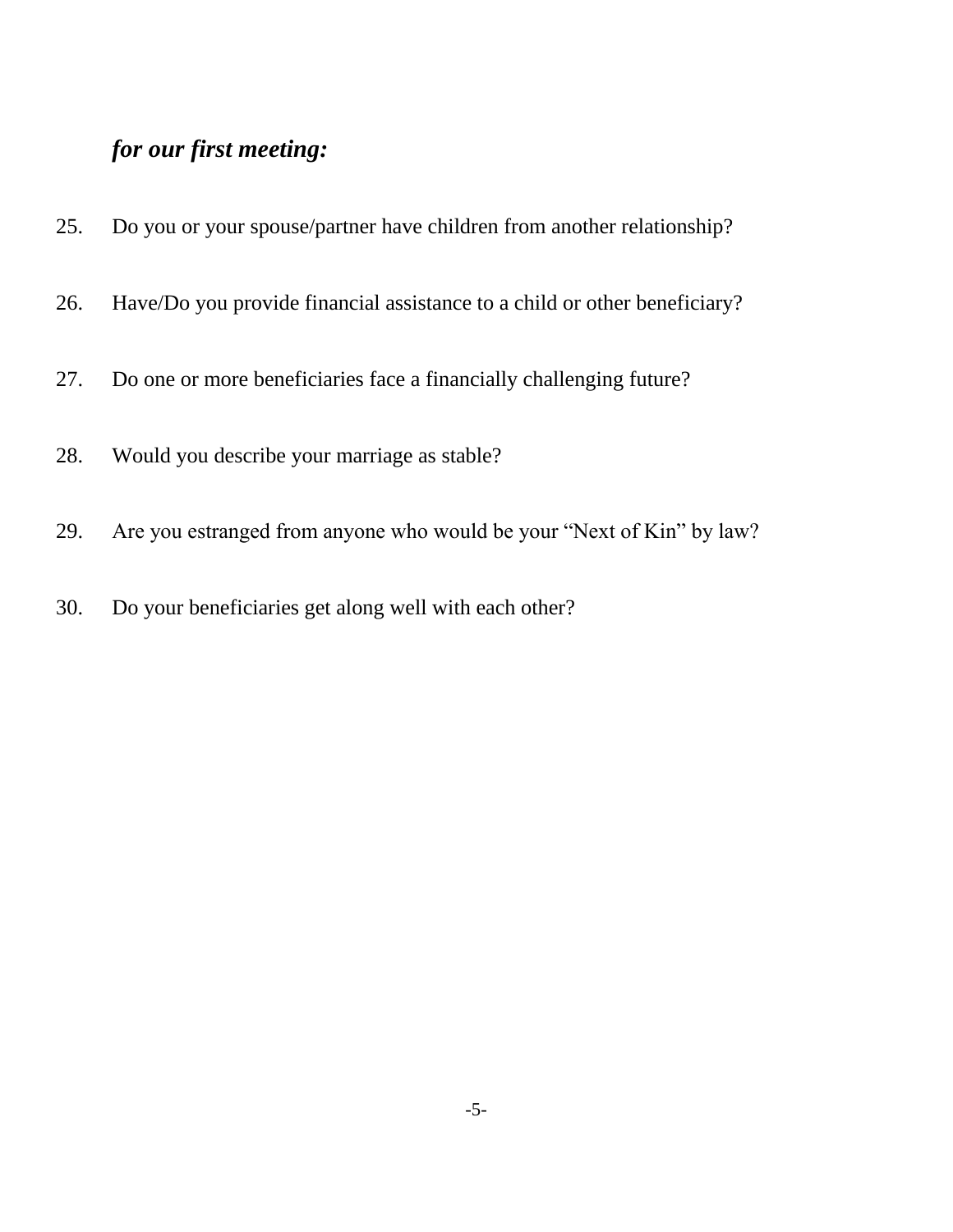***for our first meeting:***

25. Do you or your spouse/partner have children from another relationship?

26. Have/Do you provide financial assistance to a child or other beneficiary?

27. Do one or more beneficiaries face a financially challenging future?

28. Would you describe your marriage as stable?

29. Are you estranged from anyone who would be your "Next of Kin" by law?

30. Do your beneficiaries get along well with each other?